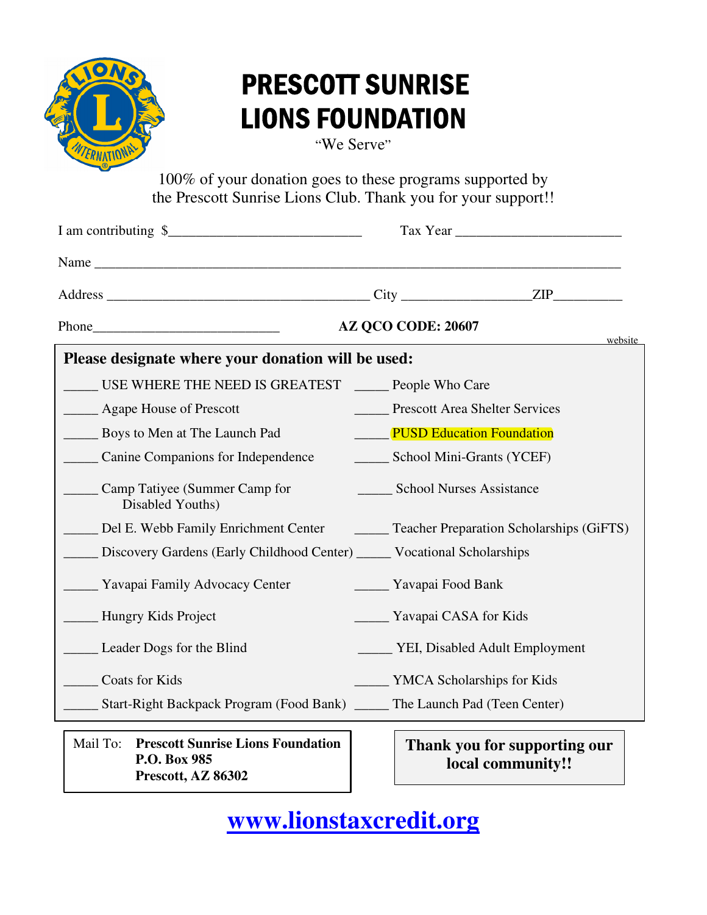# PRESCOTT SUNRISE LIONS FOUNDATION

"We Serve"

100% of your donation goes to these programs supported by the Prescott Sunrise Lions Club. Thank you for your support!!

I am contributing $___________________________ Tax Year ______________________

Name ___________________________________________________________________________

Address ____________________________________ City __________________ZIP__________

Phone___________________________ **AZ QCO CODE: 20607**

website

**Please designate where your donation will be used:**

_____ USE WHERE THE NEED IS GREATEST

_____ Agape House of Prescott

_____ Boys to Men at The Launch Pad

_____ Canine Companions for Independence

_____ Camp Tatiyee (Summer Camp for Disabled Youths)

_____ Del E. Webb Family Enrichment Center

_____ Discovery Gardens (Early Childhood Center)

_____ Yavapai Family Advocacy Center

_____ Hungry Kids Project

_____ Leader Dogs for the Blind

_____ Coats for Kids

_____ Start-Right Backpack Program (Food Bank)

_____ People Who Care

_____ Prescott Area Shelter Services

_____ PUSD Education Foundation

_____ School Mini-Grants (YCEF)

_____ School Nurses Assistance

_____ Teacher Preparation Scholarships (GiFTS)

_____ Vocational Scholarships

_____ Yavapai Food Bank

_____ Yavapai CASA for Kids

_____ YEI, Disabled Adult Employment

_____ YMCA Scholarships for Kids

_____ The Launch Pad (Teen Center)

Mail To: **Prescott Sunrise Lions Foundation**
**P.O. Box 985**
**Prescott, AZ 86302**

**Thank you for supporting our local community!!**

**www.lionstaxcredit.org**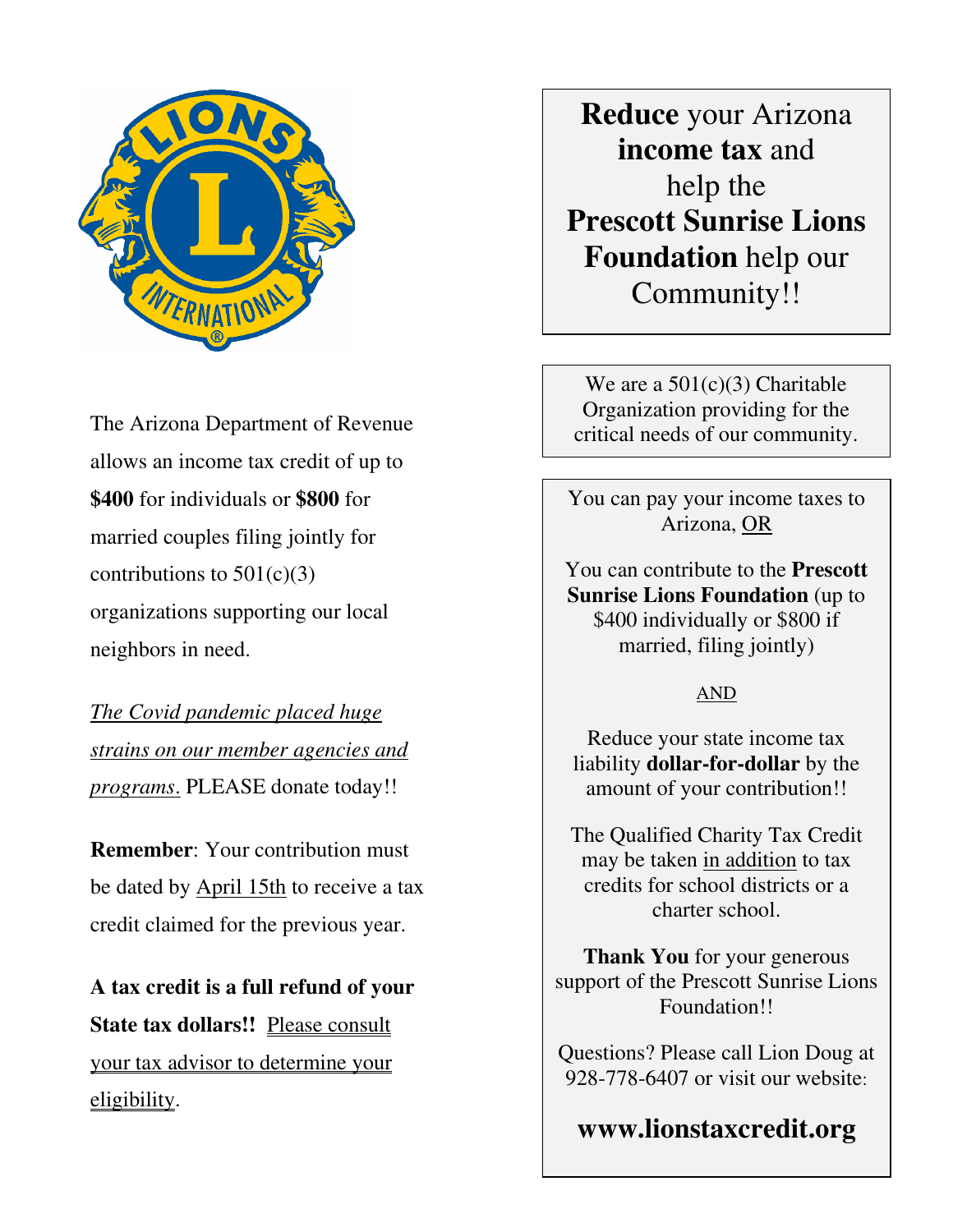**Reduce** your Arizona **income tax** and help the **Prescott Sunrise Lions Foundation** help our Community!!

We are a 501(c)(3) Charitable Organization providing for the critical needs of our community.

The Arizona Department of Revenue allows an income tax credit of up to **$400** for individuals or **$800** for married couples filing jointly for contributions to 501(c)(3) organizations supporting our local neighbors in need.

*The Covid pandemic placed huge strains on our member agencies and programs*. PLEASE donate today!!

**Remember**: Your contribution must be dated by April 15th to receive a tax credit claimed for the previous year.

**A tax credit is a full refund of your State tax dollars!!** Please consult your tax advisor to determine your eligibility.

You can pay your income taxes to Arizona, OR

You can contribute to the **Prescott Sunrise Lions Foundation** (up to $400 individually or $800 if married, filing jointly)

AND

Reduce your state income tax liability **dollar-for-dollar** by the amount of your contribution!!

The Qualified Charity Tax Credit may be taken in addition to tax credits for school districts or a charter school.

**Thank You** for your generous support of the Prescott Sunrise Lions Foundation!!

Questions? Please call Lion Doug at 928-778-6407 or visit our website:

**www.lionstaxcredit.org**